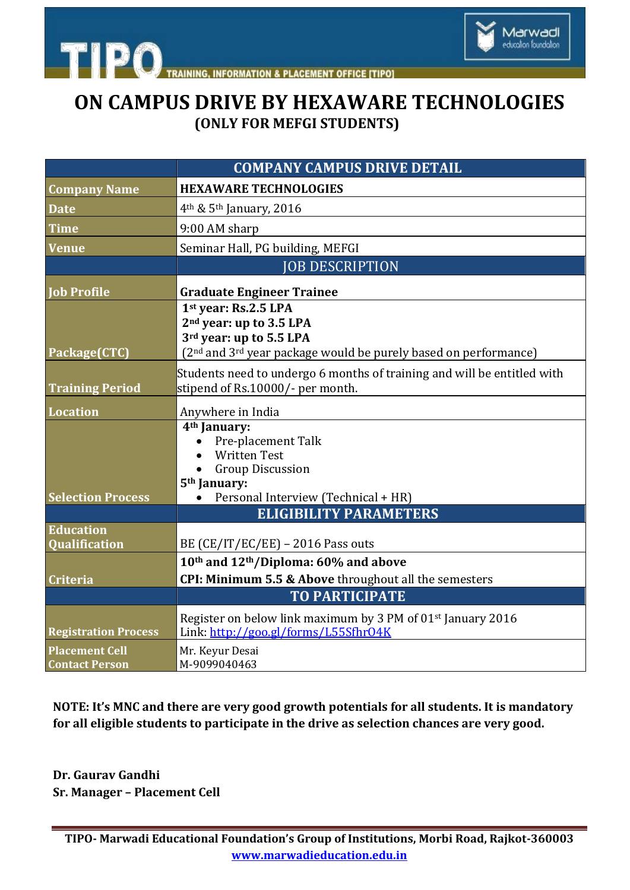TIPO — TRAINING, INFORMATION & PLACEMENT OFFICE [TIPO]

Marwadi education foundation

# ON CAMPUS DRIVE BY HEXAWARE TECHNOLOGIES

## (ONLY FOR MEFGI STUDENTS)

| | COMPANY CAMPUS DRIVE DETAIL |
|---|---|
| **Company Name** | **HEXAWARE TECHNOLOGIES** |
| **Date** | 4th & 5th January, 2016 |
| **Time** | 9:00 AM sharp |
| **Venue** | Seminar Hall, PG building, MEFGI |
| | JOB DESCRIPTION |
| **Job Profile** | **Graduate Engineer Trainee** |
| **Package(CTC)** | **1st year: Rs.2.5 LPA**<br>**2nd year: up to 3.5 LPA**<br>**3rd year: up to 5.5 LPA**<br>(2nd and 3rd year package would be purely based on performance) |
| **Training Period** | Students need to undergo 6 months of training and will be entitled with stipend of Rs.10000/- per month. |
| **Location** | Anywhere in India |
| **Selection Process** | **4th January:**<br>• Pre-placement Talk<br>• Written Test<br>• Group Discussion<br>**5th January:**<br>• Personal Interview (Technical + HR) |
| | ELIGIBILITY PARAMETERS |
| **Education Qualification** | BE (CE/IT/EC/EE) – 2016 Pass outs |
| **Criteria** | **10th and 12th/Diploma: 60% and above**<br>**CPI: Minimum 5.5 & Above** throughout all the semesters |
| | TO PARTICIPATE |
| **Registration Process** | Register on below link maximum by 3 PM of 01st January 2016<br>Link: http://goo.gl/forms/L55Sfhr04K |
| **Placement Cell Contact Person** | Mr. Keyur Desai<br>M-9099040463 |

**NOTE: It's MNC and there are very good growth potentials for all students. It is mandatory for all eligible students to participate in the drive as selection chances are very good.**

**Dr. Gaurav Gandhi**
**Sr. Manager – Placement Cell**

**TIPO- Marwadi Educational Foundation's Group of Institutions, Morbi Road, Rajkot-360003**
**www.marwadieducation.edu.in**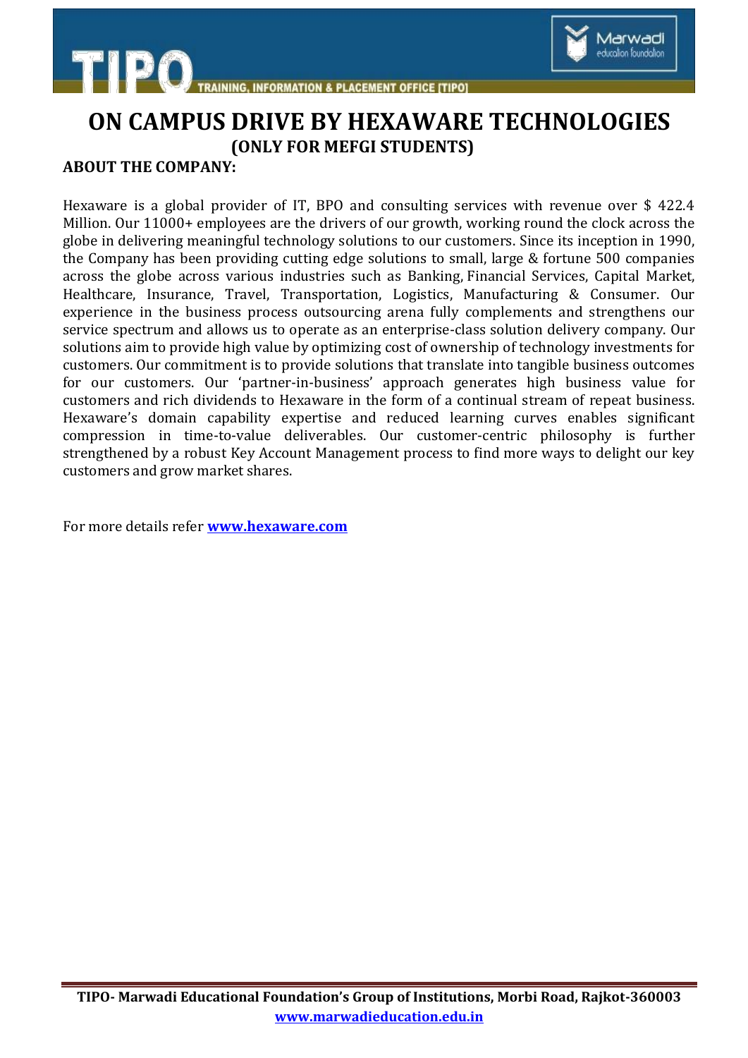# ON CAMPUS DRIVE BY HEXAWARE TECHNOLOGIES

## (ONLY FOR MEFGI STUDENTS)

**ABOUT THE COMPANY:**

Hexaware is a global provider of IT, BPO and consulting services with revenue over $ 422.4 Million. Our 11000+ employees are the drivers of our growth, working round the clock across the globe in delivering meaningful technology solutions to our customers. Since its inception in 1990, the Company has been providing cutting edge solutions to small, large & fortune 500 companies across the globe across various industries such as Banking, Financial Services, Capital Market, Healthcare, Insurance, Travel, Transportation, Logistics, Manufacturing & Consumer. Our experience in the business process outsourcing arena fully complements and strengthens our service spectrum and allows us to operate as an enterprise-class solution delivery company. Our solutions aim to provide high value by optimizing cost of ownership of technology investments for customers. Our commitment is to provide solutions that translate into tangible business outcomes for our customers. Our 'partner-in-business' approach generates high business value for customers and rich dividends to Hexaware in the form of a continual stream of repeat business. Hexaware's domain capability expertise and reduced learning curves enables significant compression in time-to-value deliverables. Our customer-centric philosophy is further strengthened by a robust Key Account Management process to find more ways to delight our key customers and grow market shares.

For more details refer **[www.hexaware.com](http://www.hexaware.com)**